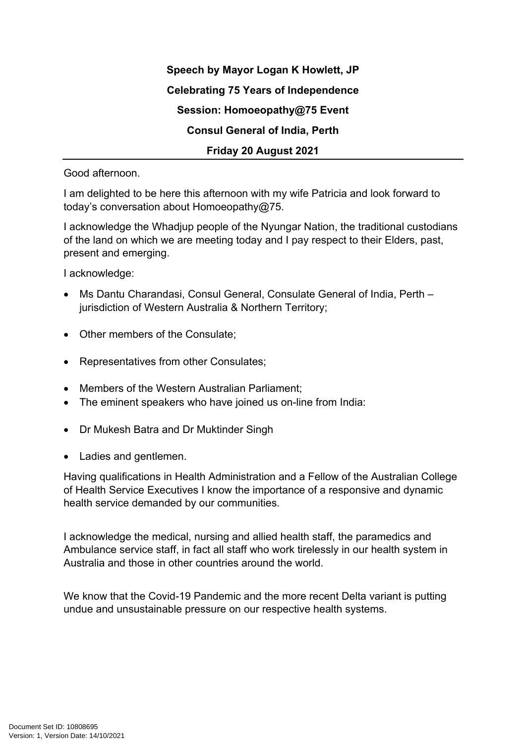**Speech by Mayor Logan K Howlett, JP**

**Celebrating 75 Years of Independence**

**Session: Homoeopathy@75 Event**

**Consul General of India, Perth**

**Friday 20 August 2021**

---

Good afternoon.

I am delighted to be here this afternoon with my wife Patricia and look forward to today's conversation about Homoeopathy@75.

I acknowledge the Whadjup people of the Nyungar Nation, the traditional custodians of the land on which we are meeting today and I pay respect to their Elders, past, present and emerging.

I acknowledge:

- Ms Dantu Charandasi, Consul General, Consulate General of India, Perth – jurisdiction of Western Australia & Northern Territory;
- Other members of the Consulate;
- Representatives from other Consulates;
- Members of the Western Australian Parliament;
- The eminent speakers who have joined us on-line from India:
- Dr Mukesh Batra and Dr Muktinder Singh
- Ladies and gentlemen.

Having qualifications in Health Administration and a Fellow of the Australian College of Health Service Executives I know the importance of a responsive and dynamic health service demanded by our communities.

I acknowledge the medical, nursing and allied health staff, the paramedics and Ambulance service staff, in fact all staff who work tirelessly in our health system in Australia and those in other countries around the world.

We know that the Covid-19 Pandemic and the more recent Delta variant is putting undue and unsustainable pressure on our respective health systems.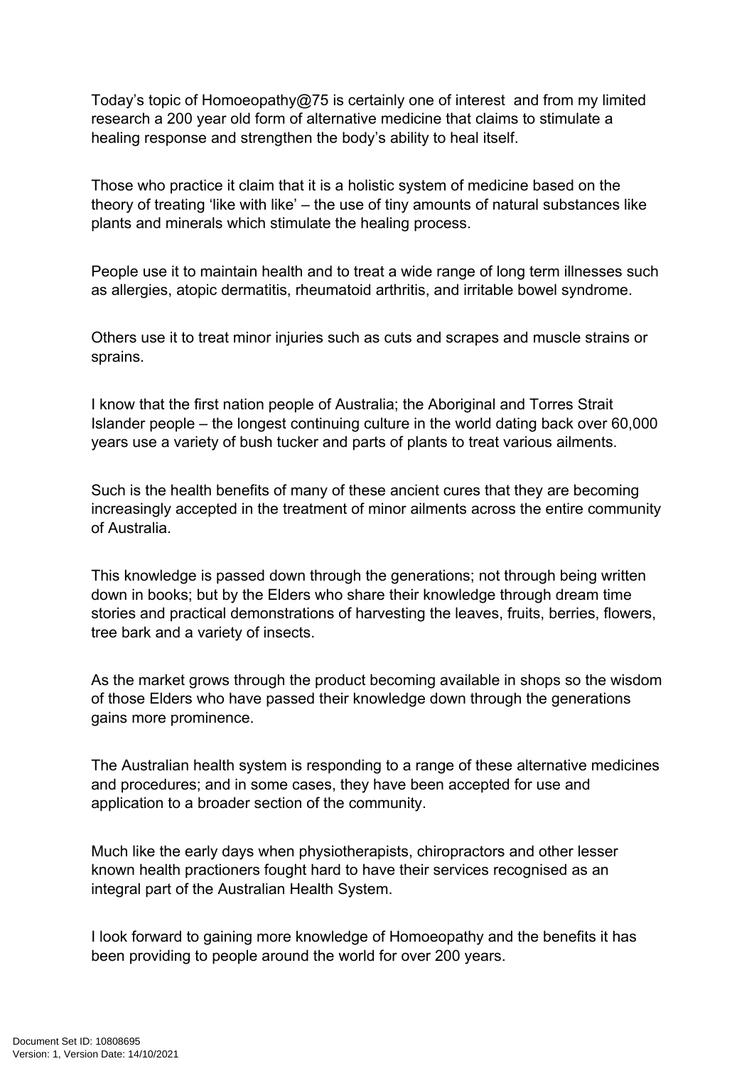Today's topic of Homoeopathy@75 is certainly one of interest  and from my limited research a 200 year old form of alternative medicine that claims to stimulate a healing response and strengthen the body's ability to heal itself.

Those who practice it claim that it is a holistic system of medicine based on the theory of treating 'like with like' – the use of tiny amounts of natural substances like plants and minerals which stimulate the healing process.

People use it to maintain health and to treat a wide range of long term illnesses such as allergies, atopic dermatitis, rheumatoid arthritis, and irritable bowel syndrome.

Others use it to treat minor injuries such as cuts and scrapes and muscle strains or sprains.

I know that the first nation people of Australia; the Aboriginal and Torres Strait Islander people – the longest continuing culture in the world dating back over 60,000 years use a variety of bush tucker and parts of plants to treat various ailments.

Such is the health benefits of many of these ancient cures that they are becoming increasingly accepted in the treatment of minor ailments across the entire community of Australia.

This knowledge is passed down through the generations; not through being written down in books; but by the Elders who share their knowledge through dream time stories and practical demonstrations of harvesting the leaves, fruits, berries, flowers, tree bark and a variety of insects.

As the market grows through the product becoming available in shops so the wisdom of those Elders who have passed their knowledge down through the generations gains more prominence.

The Australian health system is responding to a range of these alternative medicines and procedures; and in some cases, they have been accepted for use and application to a broader section of the community.

Much like the early days when physiotherapists, chiropractors and other lesser known health practioners fought hard to have their services recognised as an integral part of the Australian Health System.

I look forward to gaining more knowledge of Homoeopathy and the benefits it has been providing to people around the world for over 200 years.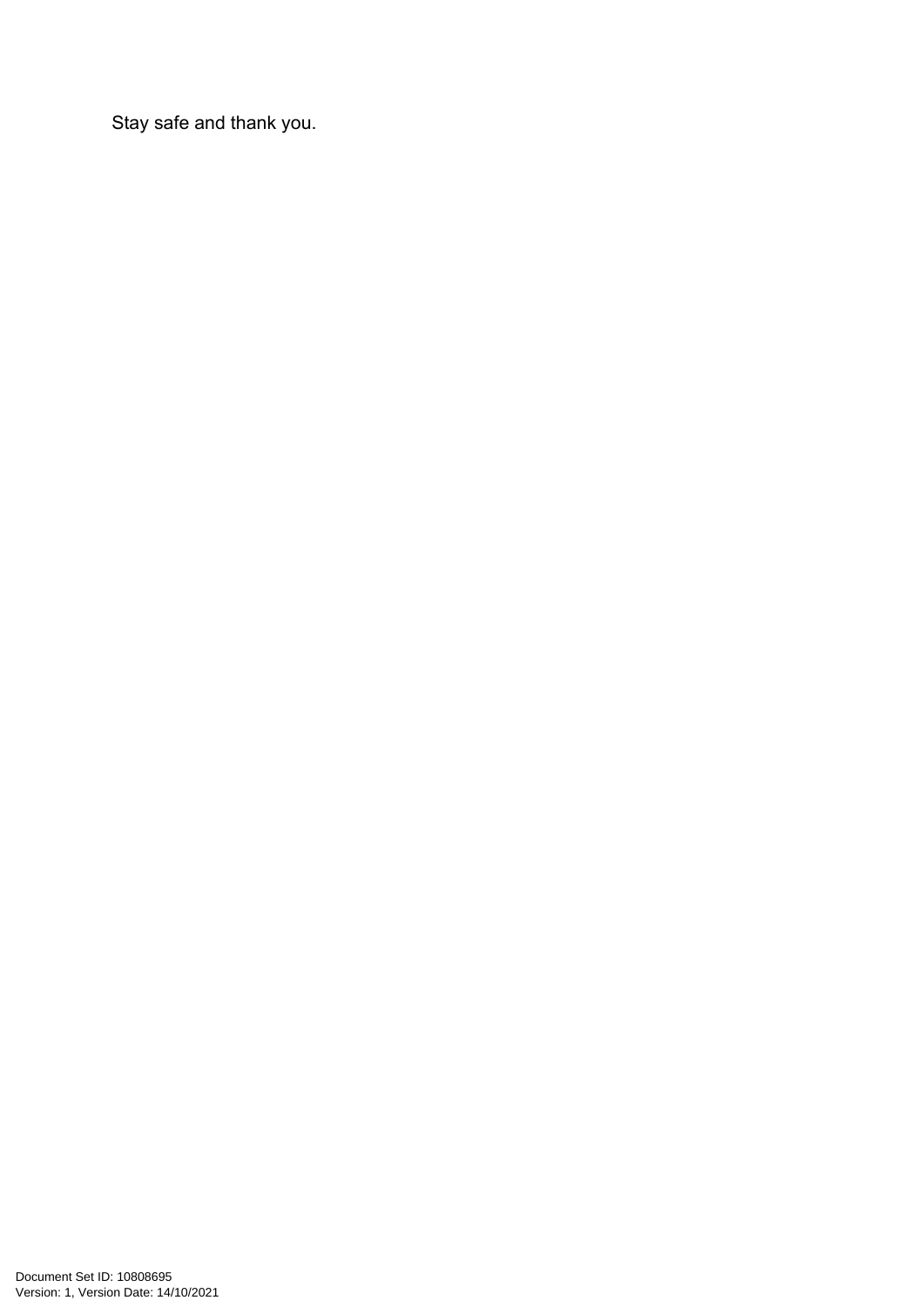Stay safe and thank you.